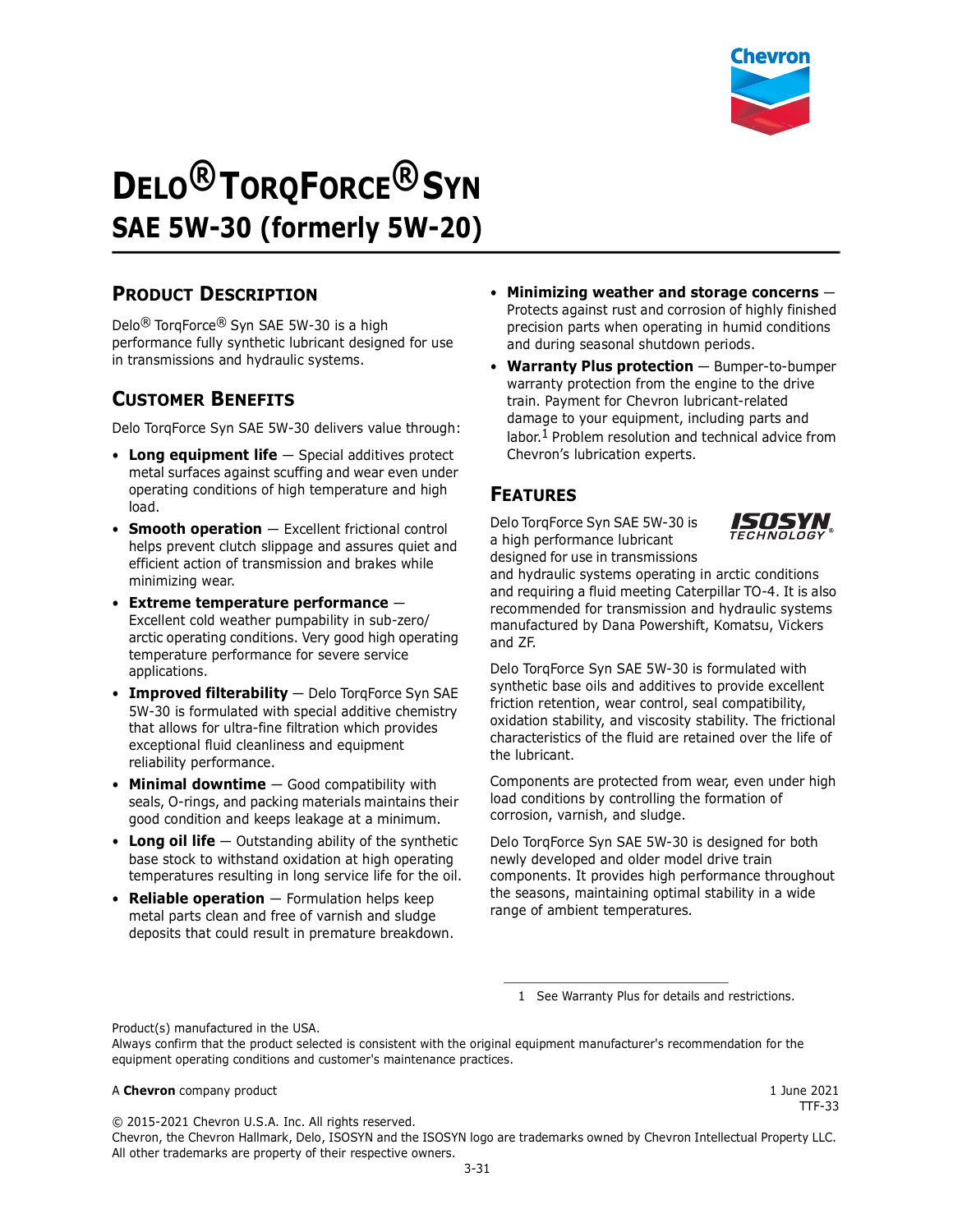# Delo® TorqForce® Syn
## SAE 5W-30 (formerly 5W-20)

## Product Description

Delo® TorqForce® Syn SAE 5W-30 is a high performance fully synthetic lubricant designed for use in transmissions and hydraulic systems.

## Customer Benefits

Delo TorqForce Syn SAE 5W-30 delivers value through:

- **Long equipment life** — Special additives protect metal surfaces against scuffing and wear even under operating conditions of high temperature and high load.
- **Smooth operation** — Excellent frictional control helps prevent clutch slippage and assures quiet and efficient action of transmission and brakes while minimizing wear.
- **Extreme temperature performance** — Excellent cold weather pumpability in sub-zero/arctic operating conditions. Very good high operating temperature performance for severe service applications.
- **Improved filterability** — Delo TorqForce Syn SAE 5W-30 is formulated with special additive chemistry that allows for ultra-fine filtration which provides exceptional fluid cleanliness and equipment reliability performance.
- **Minimal downtime** — Good compatibility with seals, O-rings, and packing materials maintains their good condition and keeps leakage at a minimum.
- **Long oil life** — Outstanding ability of the synthetic base stock to withstand oxidation at high operating temperatures resulting in long service life for the oil.
- **Reliable operation** — Formulation helps keep metal parts clean and free of varnish and sludge deposits that could result in premature breakdown.
- **Minimizing weather and storage concerns** — Protects against rust and corrosion of highly finished precision parts when operating in humid conditions and during seasonal shutdown periods.
- **Warranty Plus protection** — Bumper-to-bumper warranty protection from the engine to the drive train. Payment for Chevron lubricant-related damage to your equipment, including parts and labor.[1] Problem resolution and technical advice from Chevron's lubrication experts.

## Features

Delo TorqForce Syn SAE 5W-30 is a high performance lubricant designed for use in transmissions and hydraulic systems operating in arctic conditions and requiring a fluid meeting Caterpillar TO-4. It is also recommended for transmission and hydraulic systems manufactured by Dana Powershift, Komatsu, Vickers and ZF.

Delo TorqForce Syn SAE 5W-30 is formulated with synthetic base oils and additives to provide excellent friction retention, wear control, seal compatibility, oxidation stability, and viscosity stability. The frictional characteristics of the fluid are retained over the life of the lubricant.

Components are protected from wear, even under high load conditions by controlling the formation of corrosion, varnish, and sludge.

Delo TorqForce Syn SAE 5W-30 is designed for both newly developed and older model drive train components. It provides high performance throughout the seasons, maintaining optimal stability in a wide range of ambient temperatures.

1 See Warranty Plus for details and restrictions.

Product(s) manufactured in the USA.
Always confirm that the product selected is consistent with the original equipment manufacturer's recommendation for the equipment operating conditions and customer's maintenance practices.

A **Chevron** company product

1 June 2021
TTF-33

© 2015-2021 Chevron U.S.A. Inc. All rights reserved.
Chevron, the Chevron Hallmark, Delo, ISOSYN and the ISOSYN logo are trademarks owned by Chevron Intellectual Property LLC. All other trademarks are property of their respective owners.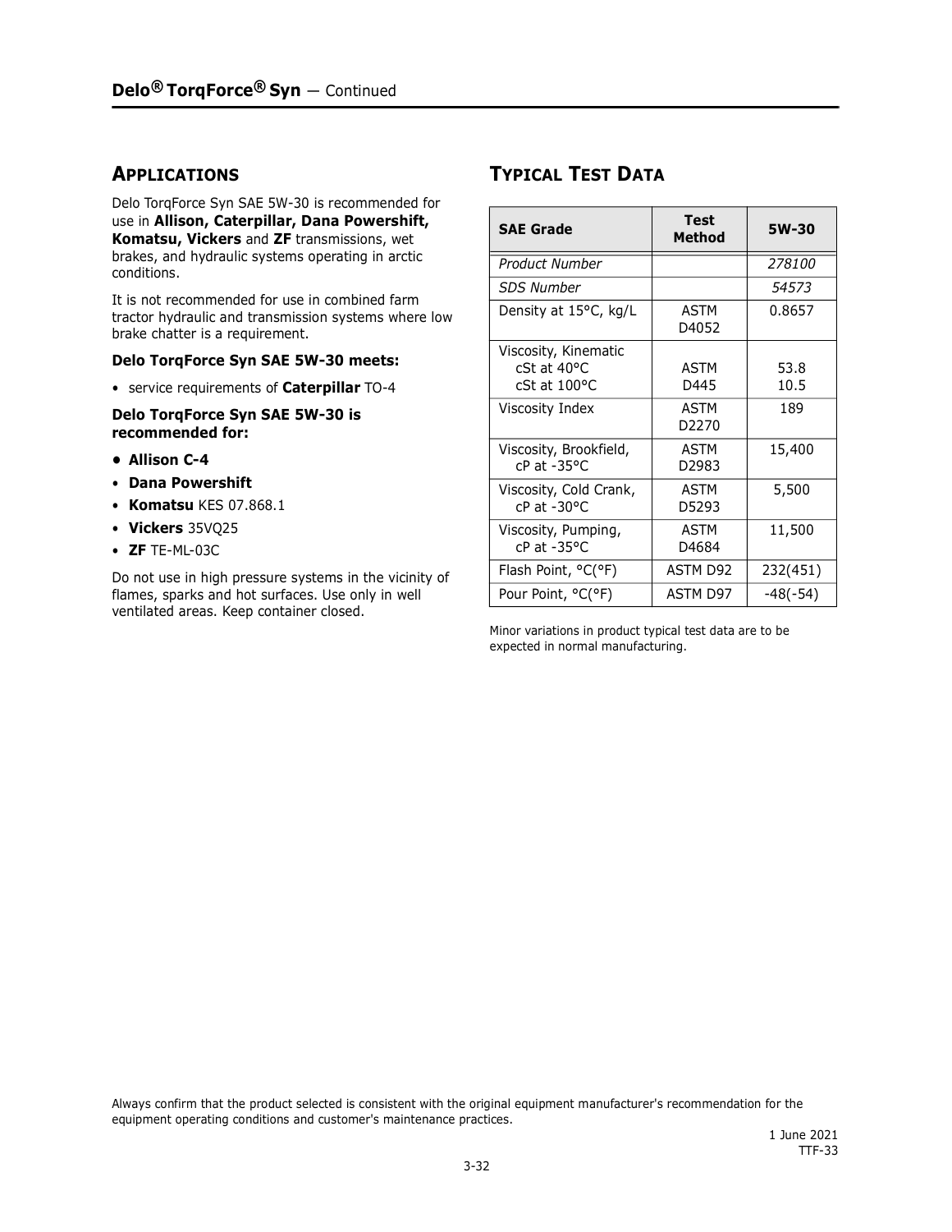# Delo® TorqForce® Syn — Continued

## APPLICATIONS

Delo TorqForce Syn SAE 5W-30 is recommended for use in **Allison, Caterpillar, Dana Powershift, Komatsu, Vickers** and **ZF** transmissions, wet brakes, and hydraulic systems operating in arctic conditions.

It is not recommended for use in combined farm tractor hydraulic and transmission systems where low brake chatter is a requirement.

**Delo TorqForce Syn SAE 5W-30 meets:**

- service requirements of **Caterpillar** TO-4

**Delo TorqForce Syn SAE 5W-30 is recommended for:**

- **Allison C-4**
- **Dana Powershift**
- **Komatsu** KES 07.868.1
- **Vickers** 35VQ25
- **ZF** TE-ML-03C

Do not use in high pressure systems in the vicinity of flames, sparks and hot surfaces. Use only in well ventilated areas. Keep container closed.

## TYPICAL TEST DATA

| SAE Grade | Test Method | 5W-30 |
|---|---|---|
| *Product Number* | | *278100* |
| *SDS Number* | | *54573* |
| Density at 15°C, kg/L | ASTM D4052 | 0.8657 |
| Viscosity, Kinematic cSt at 40°C cSt at 100°C | ASTM D445 | 53.8 10.5 |
| Viscosity Index | ASTM D2270 | 189 |
| Viscosity, Brookfield, cP at -35°C | ASTM D2983 | 15,400 |
| Viscosity, Cold Crank, cP at -30°C | ASTM D5293 | 5,500 |
| Viscosity, Pumping, cP at -35°C | ASTM D4684 | 11,500 |
| Flash Point, °C(°F) | ASTM D92 | 232(451) |
| Pour Point, °C(°F) | ASTM D97 | -48(-54) |

Minor variations in product typical test data are to be expected in normal manufacturing.

Always confirm that the product selected is consistent with the original equipment manufacturer's recommendation for the equipment operating conditions and customer's maintenance practices.

1 June 2021
TTF-33